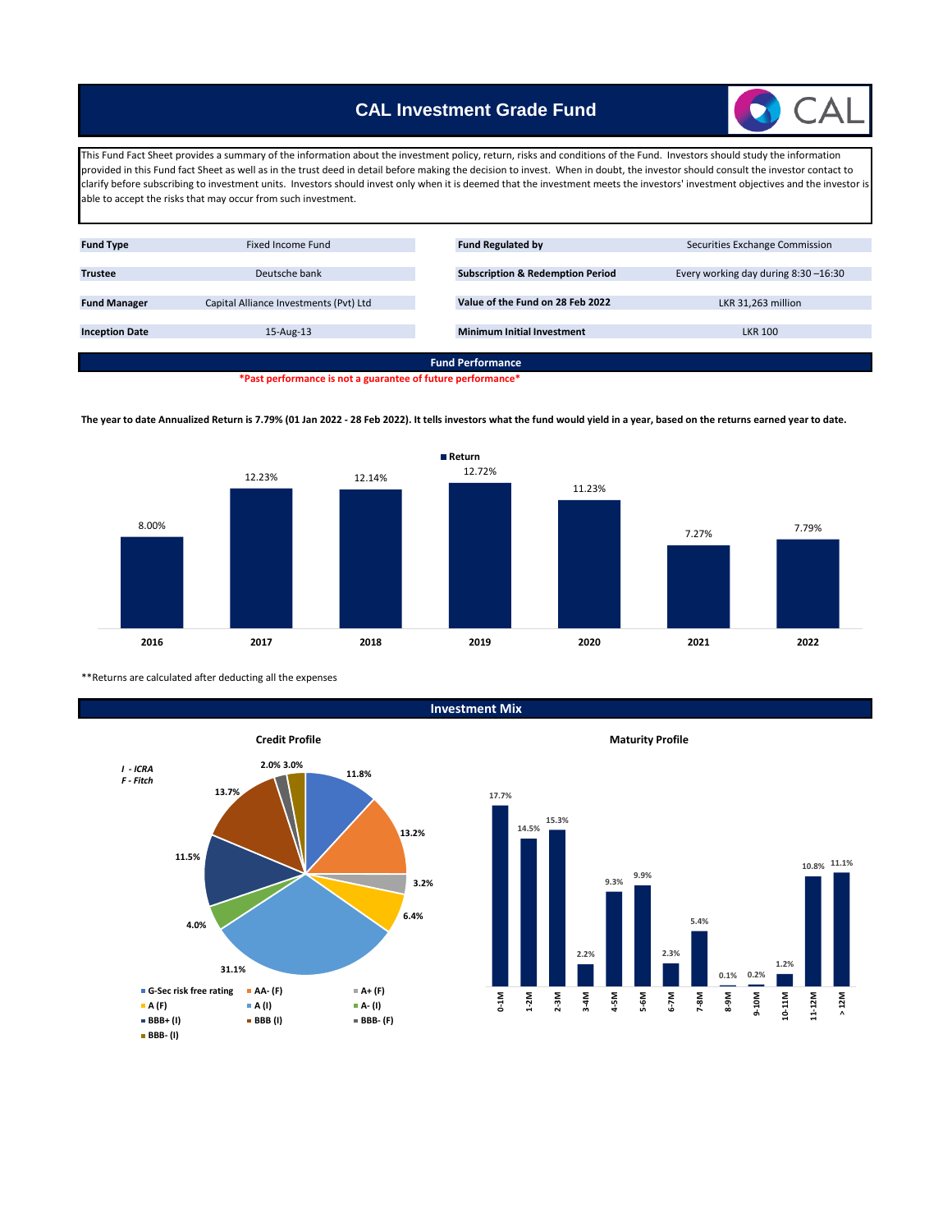# CAL Investment Grade Fund

This Fund Fact Sheet provides a summary of the information about the investment policy, return, risks and conditions of the Fund. Investors should study the information provided in this Fund fact Sheet as well as in the trust deed in detail before making the decision to invest. When in doubt, the investor should consult the investor contact to clarify before subscribing to investment units. Investors should invest only when it is deemed that the investment meets the investors' investment objectives and the investor is able to accept the risks that may occur from such investment.

| | | | |
|---|---|---|---|
| **Fund Type** | Fixed Income Fund | **Fund Regulated by** | Securities Exchange Commission |
| **Trustee** | Deutsche bank | **Subscription & Redemption Period** | Every working day during 8:30 –16:30 |
| **Fund Manager** | Capital Alliance Investments (Pvt) Ltd | **Value of the Fund on 28 Feb 2022** | LKR 31,263 million |
| **Inception Date** | 15-Aug-13 | **Minimum Initial Investment** | LKR 100 |

## Fund Performance

*Past performance is not a guarantee of future performance*

**The year to date Annualized Return is 7.79% (01 Jan 2022 - 28 Feb 2022). It tells investors what the fund would yield in a year, based on the returns earned year to date.**

| Year | Return |
|---|---|
| 2016 | 8.00% |
| 2017 | 12.23% |
| 2018 | 12.14% |
| 2019 | 12.72% |
| 2020 | 11.23% |
| 2021 | 7.27% |
| 2022 | 7.79% |

**Returns are calculated after deducting all the expenses

## Investment Mix

### Credit Profile

*I - ICRA*
*F - Fitch*

| Rating | Share |
|---|---|
| G-Sec risk free rating | 11.8% |
| AA- (F) | 13.2% |
| A+ (F) | 3.2% |
| A (F) | 6.4% |
| A (I) | 31.1% |
| A- (I) | 4.0% |
| BBB+ (I) | 11.5% |
| BBB (I) | 13.7% |
| BBB- (F) | 2.0% |
| BBB- (I) | 3.0% |

### Maturity Profile

| Maturity | Share |
|---|---|
| 0-1M | 17.7% |
| 1-2M | 14.5% |
| 2-3M | 15.3% |
| 3-4M | 2.2% |
| 4-5M | 9.3% |
| 5-6M | 9.9% |
| 6-7M | 2.3% |
| 7-8M | 5.4% |
| 8-9M | 0.1% |
| 9-10M | 0.2% |
| 10-11M | 1.2% |
| 11-12M | 10.8% |
| > 12M | 11.1% |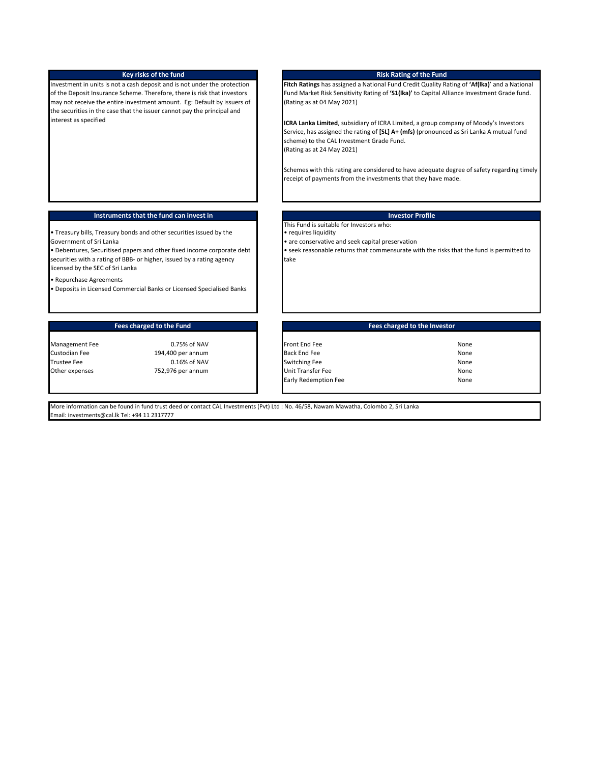## Key risks of the fund

Investment in units is not a cash deposit and is not under the protection of the Deposit Insurance Scheme. Therefore, there is risk that investors may not receive the entire investment amount. Eg: Default by issuers of the securities in the case that the issuer cannot pay the principal and interest as specified

## Risk Rating of the Fund

**Fitch Ratings** has assigned a National Fund Credit Quality Rating of **'Af(lka)'** and a National Fund Market Risk Sensitivity Rating of **'S1(lka)'** to Capital Alliance Investment Grade fund. (Rating as at 04 May 2021)

**ICRA Lanka Limited**, subsidiary of ICRA Limited, a group company of Moody's Investors Service, has assigned the rating of **[SL] A+ (mfs)** (pronounced as Sri Lanka A mutual fund scheme) to the CAL Investment Grade Fund.
(Rating as at 24 May 2021)

Schemes with this rating are considered to have adequate degree of safety regarding timely receipt of payments from the investments that they have made.

## Instruments that the fund can invest in

- Treasury bills, Treasury bonds and other securities issued by the Government of Sri Lanka
- Debentures, Securitised papers and other fixed income corporate debt securities with a rating of BBB- or higher, issued by a rating agency licensed by the SEC of Sri Lanka
- Repurchase Agreements
- Deposits in Licensed Commercial Banks or Licensed Specialised Banks

## Investor Profile

This Fund is suitable for Investors who:

- requires liquidity
- are conservative and seek capital preservation
- seek reasonable returns that commensurate with the risks that the fund is permitted to take

## Fees charged to the Fund

| | |
|---|---|
| Management Fee | 0.75% of NAV |
| Custodian Fee | 194,400 per annum |
| Trustee Fee | 0.16% of NAV |
| Other expenses | 752,976 per annum |

## Fees charged to the Investor

| | |
|---|---|
| Front End Fee | None |
| Back End Fee | None |
| Switching Fee | None |
| Unit Transfer Fee | None |
| Early Redemption Fee | None |

More information can be found in fund trust deed or contact CAL Investments (Pvt) Ltd : No. 46/58, Nawam Mawatha, Colombo 2, Sri Lanka
Email: investments@cal.lk Tel: +94 11 2317777